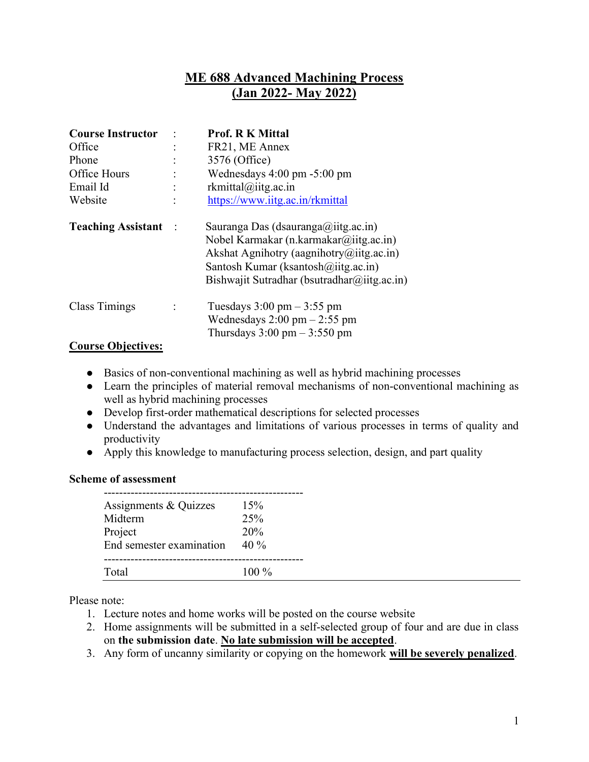# ME 688 Advanced Machining Process
# (Jan 2022- May 2022)

| | | |
|---|---|---|
| **Course Instructor** | : | **Prof. R K Mittal** |
| Office | : | FR21, ME Annex |
| Phone | : | 3576 (Office) |
| Office Hours | : | Wednesdays 4:00 pm -5:00 pm |
| Email Id | : | rkmittal@iitg.ac.in |
| Website | : | https://www.iitg.ac.in/rkmittal |
| **Teaching Assistant** | : | Sauranga Das (dsauranga@iitg.ac.in)<br>Nobel Karmakar (n.karmakar@iitg.ac.in)<br>Akshat Agnihotry (aagnihotry@iitg.ac.in)<br>Santosh Kumar (ksantosh@iitg.ac.in)<br>Bishwajit Sutradhar (bsutradhar@iitg.ac.in) |
| Class Timings | : | Tuesdays 3:00 pm – 3:55 pm<br>Wednesdays 2:00 pm – 2:55 pm<br>Thursdays 3:00 pm – 3:550 pm |

## Course Objectives:

- Basics of non-conventional machining as well as hybrid machining processes
- Learn the principles of material removal mechanisms of non-conventional machining as well as hybrid machining processes
- Develop first-order mathematical descriptions for selected processes
- Understand the advantages and limitations of various processes in terms of quality and productivity
- Apply this knowledge to manufacturing process selection, design, and part quality

### Scheme of assessment

| | |
|---|---|
| Assignments & Quizzes | 15% |
| Midterm | 25% |
| Project | 20% |
| End semester examination | 40 % |
| Total | 100 % |

Please note:

1. Lecture notes and home works will be posted on the course website
2. Home assignments will be submitted in a self-selected group of four and are due in class on **the submission date**. **No late submission will be accepted**.
3. Any form of uncanny similarity or copying on the homework **will be severely penalized**.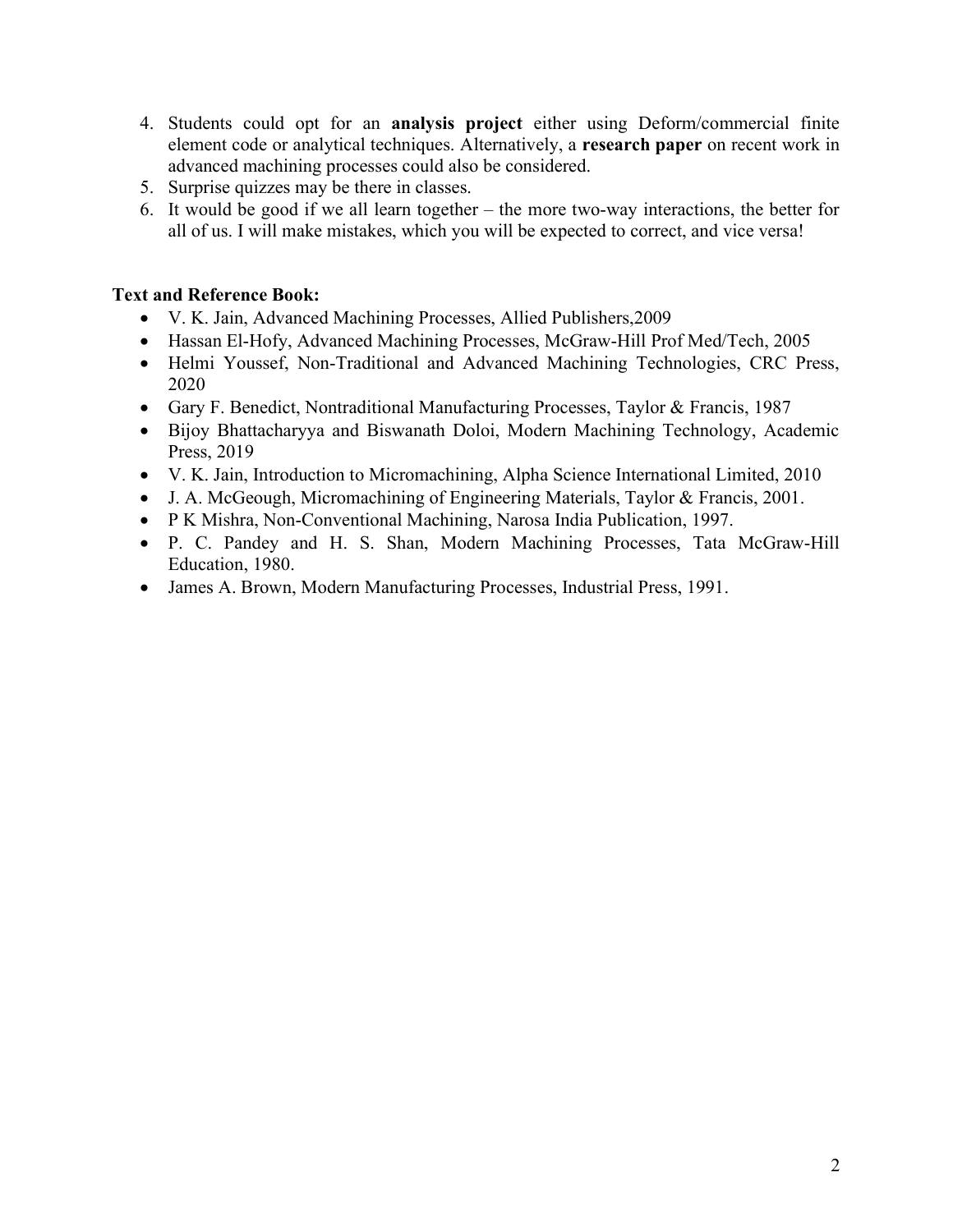4. Students could opt for an **analysis project** either using Deform/commercial finite element code or analytical techniques. Alternatively, a **research paper** on recent work in advanced machining processes could also be considered.
5. Surprise quizzes may be there in classes.
6. It would be good if we all learn together – the more two-way interactions, the better for all of us. I will make mistakes, which you will be expected to correct, and vice versa!

**Text and Reference Book:**

- V. K. Jain, Advanced Machining Processes, Allied Publishers,2009
- Hassan El-Hofy, Advanced Machining Processes, McGraw-Hill Prof Med/Tech, 2005
- Helmi Youssef, Non-Traditional and Advanced Machining Technologies, CRC Press, 2020
- Gary F. Benedict, Nontraditional Manufacturing Processes, Taylor & Francis, 1987
- Bijoy Bhattacharyya and Biswanath Doloi, Modern Machining Technology, Academic Press, 2019
- V. K. Jain, Introduction to Micromachining, Alpha Science International Limited, 2010
- J. A. McGeough, Micromachining of Engineering Materials, Taylor & Francis, 2001.
- P K Mishra, Non-Conventional Machining, Narosa India Publication, 1997.
- P. C. Pandey and H. S. Shan, Modern Machining Processes, Tata McGraw-Hill Education, 1980.
- James A. Brown, Modern Manufacturing Processes, Industrial Press, 1991.